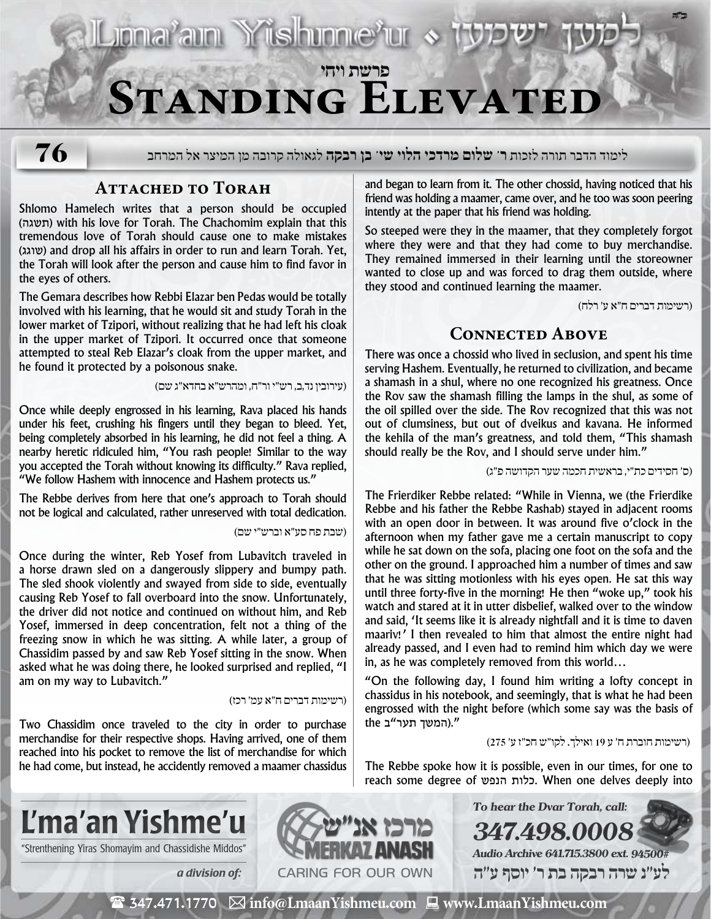# Lma'an Yishme'u • למען ישמעו

פרשת ויחי

# Standing Elevated

76

לימוד הדבר תורה לזכות ר' **שלום מרדכי הלוי שי' בן רבקה** לגאולה קרובה מן המיצר אל המרחב

## Attached to Torah

Shlomo Hamelech writes that a person should be occupied (תשגה) with his love for Torah. The Chachomim explain that this tremendous love of Torah should cause one to make mistakes (שוגג) and drop all his affairs in order to run and learn Torah. Yet, the Torah will look after the person and cause him to find favor in the eyes of others.

The Gemara describes how Rebbi Elazar ben Pedas would be totally involved with his learning, that he would sit and study Torah in the lower market of Tzipori, without realizing that he had left his cloak in the upper market of Tzipori. It occurred once that someone attempted to steal Reb Elazar's cloak from the upper market, and he found it protected by a poisonous snake.

(עירובין נד,ב, רש"י ור"ח, ומהרש"א בחדא"ג שם)

Once while deeply engrossed in his learning, Rava placed his hands under his feet, crushing his fingers until they began to bleed. Yet, being completely absorbed in his learning, he did not feel a thing. A nearby heretic ridiculed him, "You rash people! Similar to the way you accepted the Torah without knowing its difficulty." Rava replied, "We follow Hashem with innocence and Hashem protects us."

The Rebbe derives from here that one's approach to Torah should not be logical and calculated, rather unreserved with total dedication.

(שבת פח סע"א וברש"י שם)

Once during the winter, Reb Yosef from Lubavitch traveled in a horse drawn sled on a dangerously slippery and bumpy path. The sled shook violently and swayed from side to side, eventually causing Reb Yosef to fall overboard into the snow. Unfortunately, the driver did not notice and continued on without him, and Reb Yosef, immersed in deep concentration, felt not a thing of the freezing snow in which he was sitting. A while later, a group of Chassidim passed by and saw Reb Yosef sitting in the snow. When asked what he was doing there, he looked surprised and replied, "I am on my way to Lubavitch."

(רשימות דברים ח"א עמ' רכז)

Two Chassidim once traveled to the city in order to purchase merchandise for their respective shops. Having arrived, one of them reached into his pocket to remove the list of merchandise for which he had come, but instead, he accidently removed a maamer chassidus and began to learn from it. The other chossid, having noticed that his friend was holding a maamer, came over, and he too was soon peering intently at the paper that his friend was holding.

So steeped were they in the maamer, that they completely forgot where they were and that they had come to buy merchandise. They remained immersed in their learning until the storeowner wanted to close up and was forced to drag them outside, where they stood and continued learning the maamer.

(רשימות דברים ח"א ע' רלח)

## Connected Above

There was once a chossid who lived in seclusion, and spent his time serving Hashem. Eventually, he returned to civilization, and became a shamash in a shul, where no one recognized his greatness. Once the Rov saw the shamash filling the lamps in the shul, as some of the oil spilled over the side. The Rov recognized that this was not out of clumsiness, but out of dveikus and kavana. He informed the kehila of the man's greatness, and told them, "This shamash should really be the Rov, and I should serve under him."

(ס' חסידים כת"י, בראשית חכמה שער הקדושה פ"ג)

The Frierdiker Rebbe related: "While in Vienna, we (the Frierdike Rebbe and his father the Rebbe Rashab) stayed in adjacent rooms with an open door in between. It was around five o'clock in the afternoon when my father gave me a certain manuscript to copy while he sat down on the sofa, placing one foot on the sofa and the other on the ground. I approached him a number of times and saw that he was sitting motionless with his eyes open. He sat this way until three forty-five in the morning! He then "woke up," took his watch and stared at it in utter disbelief, walked over to the window and said, 'It seems like it is already nightfall and it is time to daven maariv!' I then revealed to him that almost the entire night had already passed, and I even had to remind him which day we were in, as he was completely removed from this world…

"On the following day, I found him writing a lofty concept in chassidus in his notebook, and seemingly, that is what he had been engrossed with the night before (which some say was the basis of the המשך תער"ב)."

(רשימות חוברת ח' ע 19 ואילך. לקו"ש חכ"ז ע' 275)

The Rebbe spoke how it is possible, even in our times, for one to reach some degree of כלות הנפש. When one delves deeply into

---

**L'ma'an Yishme'u**
"Strenthening Yiras Shomayim and Chassidishe Middos"
*a division of:* מרכז אנ"ש MERKAZ ANASH — CARING FOR OUR OWN

*To hear the Dvar Torah, call:* **347.498.0008**
*Audio Archive 641.715.3800 ext. 94500#*
לע"נ שרה רבקה בת ר' יוסף ע"ה

347.471.1770 · info@LmaanYishmeu.com · www.LmaanYishmeu.com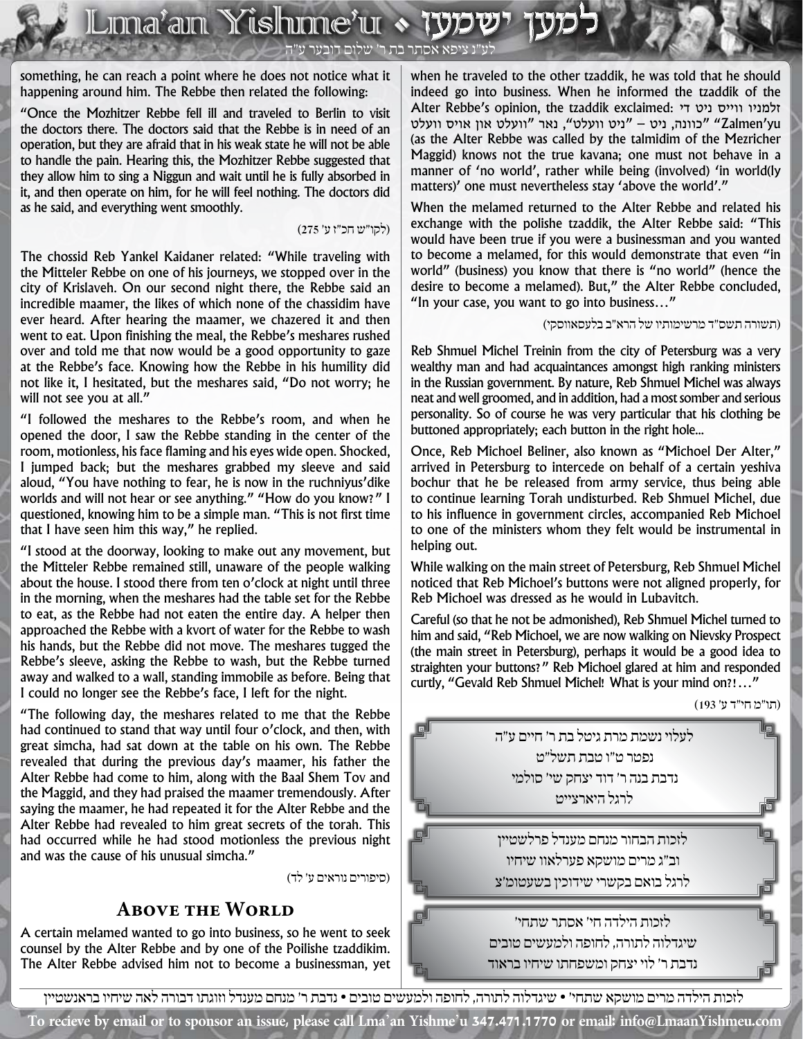something, he can reach a point where he does not notice what it happening around him. The Rebbe then related the following:

"Once the Mozhitzer Rebbe fell ill and traveled to Berlin to visit the doctors there. The doctors said that the Rebbe is in need of an operation, but they are afraid that in his weak state he will not be able to handle the pain. Hearing this, the Mozhitzer Rebbe suggested that they allow him to sing a Niggun and wait until he is fully absorbed in it, and then operate on him, for he will feel nothing. The doctors did as he said, and everything went smoothly.

(לקו"ש חכ"ז ע' 275)

The chossid Reb Yankel Kaidaner related: "While traveling with the Mitteler Rebbe on one of his journeys, we stopped over in the city of Krislaveh. On our second night there, the Rebbe said an incredible maamer, the likes of which none of the chassidim have ever heard. After hearing the maamer, we chazered it and then went to eat. Upon finishing the meal, the Rebbe's meshares rushed over and told me that now would be a good opportunity to gaze at the Rebbe's face. Knowing how the Rebbe in his humility did not like it, I hesitated, but the meshares said, "Do not worry; he will not see you at all."

"I followed the meshares to the Rebbe's room, and when he opened the door, I saw the Rebbe standing in the center of the room, motionless, his face flaming and his eyes wide open. Shocked, I jumped back; but the meshares grabbed my sleeve and said aloud, "You have nothing to fear, he is now in the ruchniyus'dike worlds and will not hear or see anything." "How do you know?" I questioned, knowing him to be a simple man. "This is not first time that I have seen him this way," he replied.

"I stood at the doorway, looking to make out any movement, but the Mitteler Rebbe remained still, unaware of the people walking about the house. I stood there from ten o'clock at night until three in the morning, when the meshares had the table set for the Rebbe to eat, as the Rebbe had not eaten the entire day. A helper then approached the Rebbe with a kvort of water for the Rebbe to wash his hands, but the Rebbe did not move. The meshares tugged the Rebbe's sleeve, asking the Rebbe to wash, but the Rebbe turned away and walked to a wall, standing immobile as before. Being that I could no longer see the Rebbe's face, I left for the night.

"The following day, the meshares related to me that the Rebbe had continued to stand that way until four o'clock, and then, with great simcha, had sat down at the table on his own. The Rebbe revealed that during the previous day's maamer, his father the Alter Rebbe had come to him, along with the Baal Shem Tov and the Maggid, and they had praised the maamer tremendously. After saying the maamer, he had repeated it for the Alter Rebbe and the Alter Rebbe had revealed to him great secrets of the torah. This had occurred while he had stood motionless the previous night and was the cause of his unusual simcha."

(סיפורים נוראים ע' לד)

## Above the World

A certain melamed wanted to go into business, so he went to seek counsel by the Alter Rebbe and by one of the Poilishe tzaddikim. The Alter Rebbe advised him not to become a businessman, yet when he traveled to the other tzaddik, he was told that he should indeed go into business. When he informed the tzaddik of the Alter Rebbe's opinion, the tzaddik exclaimed: זלמניו ווייס ניט די כוונה, ניט – "ניט וועלט", נאר "וועלט און אויס וועלט" "Zalmen'yu (as the Alter Rebbe was called by the talmidim of the Mezricher Maggid) knows not the true kavana; one must not behave in a manner of 'no world', rather while being (involved) 'in world(ly matters)' one must nevertheless stay 'above the world'."

When the melamed returned to the Alter Rebbe and related his exchange with the polishe tzaddik, the Alter Rebbe said: "This would have been true if you were a businessman and you wanted to become a melamed, for this would demonstrate that even "in world" (business) you know that there is "no world" (hence the desire to become a melamed). But," the Alter Rebbe concluded, "In your case, you want to go into business…"

(תשורה תשס"ד מרשימותיו של הרא"ב בלעסאווסקי)

Reb Shmuel Michel Treinin from the city of Petersburg was a very wealthy man and had acquaintances amongst high ranking ministers in the Russian government. By nature, Reb Shmuel Michel was always neat and well groomed, and in addition, had a most somber and serious personality. So of course he was very particular that his clothing be buttoned appropriately; each button in the right hole...

Once, Reb Michoel Beliner, also known as "Michoel Der Alter," arrived in Petersburg to intercede on behalf of a certain yeshiva bochur that he be released from army service, thus being able to continue learning Torah undisturbed. Reb Shmuel Michel, due to his influence in government circles, accompanied Reb Michoel to one of the ministers whom they felt would be instrumental in helping out.

While walking on the main street of Petersburg, Reb Shmuel Michel noticed that Reb Michoel's buttons were not aligned properly, for Reb Michoel was dressed as he would in Lubavitch.

Careful (so that he not be admonished), Reb Shmuel Michel turned to him and said, "Reb Michoel, we are now walking on Nievsky Prospect (the main street in Petersburg), perhaps it would be a good idea to straighten your buttons?" Reb Michoel glared at him and responded curtly, "Gevald Reb Shmuel Michel! What is your mind on?!…"

(תו"מ חי"ד ע' 193)

לעלוי נשמת מרת גיטל בת ר' חיים ע"ה
נפטר ט"ו טבת תשל"ט
נדבת בנה ר' דוד יצחק שי' סולמי
לרגל היארצייט

לזכות הבחור מנחם מענדל פרלשטיין
וב"ג מרים מושקא פערלאוו שיחיו
לרגל בואם בקשרי שידוכין בשעטומ"צ

לזכות הילדה חי' אסתר שתחי'
שיגדלוה לתורה, לחופה ולמעשים טובים
נדבת ר' לוי יצחק ומשפחתו שיחיו בראוד

לזכות הילדה מרים מושקא שתחי' • שיגדלוה לתורה, לחופה ולמעשים טובים • נדבת ר' מנחם מענדל וזוגתו דבורה לאה שיחיו בראנשטיין

To recieve by email or to sponsor an issue, please call Lma'an Yishme'u 347.471.1770 or email: info@LmaanYishmeu.com